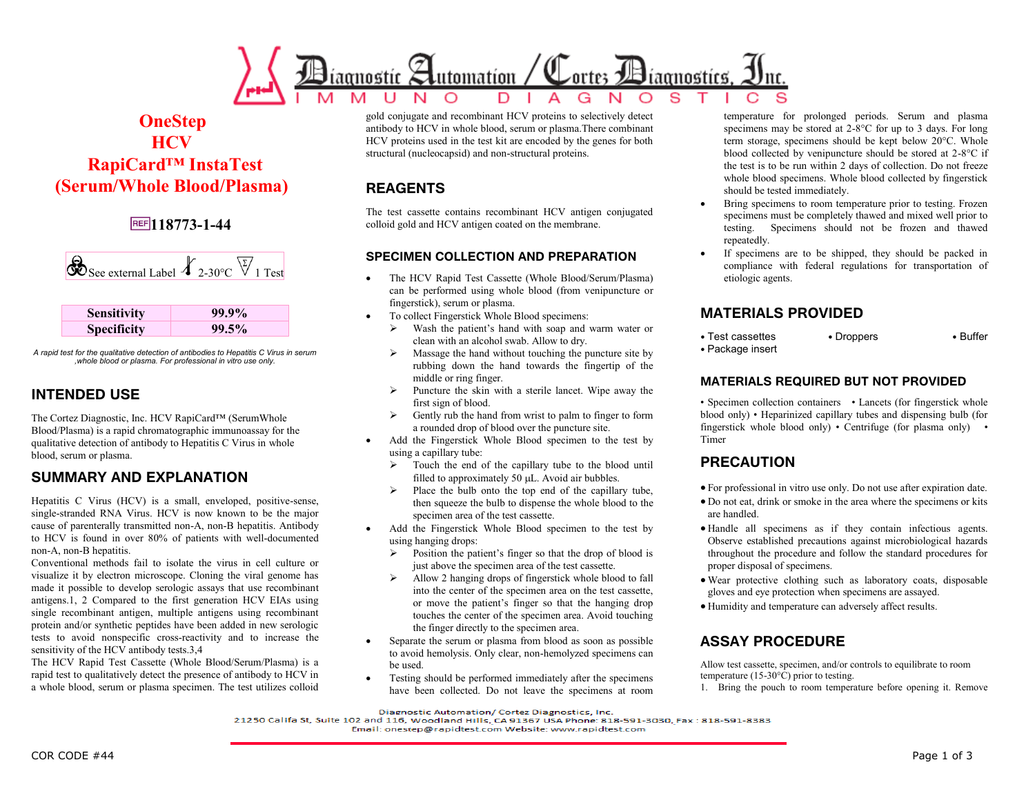# OneStep HCV RapiCard™ InstaTest (Serum/Whole Blood/Plasma)

**REF 118773-1-44**

See external Label | 2-30°C | 1 Test

| Sensitivity | 99.9% |
|---|---|
| Specificity | 99.5% |

*A rapid test for the qualitative detection of antibodies to Hepatitis C Virus in serum ,whole blood or plasma. For professional in vitro use only.*

## INTENDED USE

The Cortez Diagnostic, Inc. HCV RapiCard™ (SerumWhole Blood/Plasma) is a rapid chromatographic immunoassay for the qualitative detection of antibody to Hepatitis C Virus in whole blood, serum or plasma.

## SUMMARY AND EXPLANATION

Hepatitis C Virus (HCV) is a small, enveloped, positive-sense, single-stranded RNA Virus. HCV is now known to be the major cause of parenterally transmitted non-A, non-B hepatitis. Antibody to HCV is found in over 80% of patients with well-documented non-A, non-B hepatitis.

Conventional methods fail to isolate the virus in cell culture or visualize it by electron microscope. Cloning the viral genome has made it possible to develop serologic assays that use recombinant antigens.1, 2 Compared to the first generation HCV EIAs using single recombinant antigen, multiple antigens using recombinant protein and/or synthetic peptides have been added in new serologic tests to avoid nonspecific cross-reactivity and to increase the sensitivity of the HCV antibody tests.3,4

The HCV Rapid Test Cassette (Whole Blood/Serum/Plasma) is a rapid test to qualitatively detect the presence of antibody to HCV in a whole blood, serum or plasma specimen. The test utilizes colloid gold conjugate and recombinant HCV proteins to selectively detect antibody to HCV in whole blood, serum or plasma.There combinant HCV proteins used in the test kit are encoded by the genes for both structural (nucleocapsid) and non-structural proteins.

## REAGENTS

The test cassette contains recombinant HCV antigen conjugated colloid gold and HCV antigen coated on the membrane.

## SPECIMEN COLLECTION AND PREPARATION

- The HCV Rapid Test Cassette (Whole Blood/Serum/Plasma) can be performed using whole blood (from venipuncture or fingerstick), serum or plasma.
- To collect Fingerstick Whole Blood specimens:
  - Wash the patient's hand with soap and warm water or clean with an alcohol swab. Allow to dry.
  - Massage the hand without touching the puncture site by rubbing down the hand towards the fingertip of the middle or ring finger.
  - Puncture the skin with a sterile lancet. Wipe away the first sign of blood.
  - Gently rub the hand from wrist to palm to finger to form a rounded drop of blood over the puncture site.
- Add the Fingerstick Whole Blood specimen to the test by using a capillary tube:
  - Touch the end of the capillary tube to the blood until filled to approximately 50 µL. Avoid air bubbles.
  - Place the bulb onto the top end of the capillary tube, then squeeze the bulb to dispense the whole blood to the specimen area of the test cassette.
- Add the Fingerstick Whole Blood specimen to the test by using hanging drops:
  - Position the patient's finger so that the drop of blood is just above the specimen area of the test cassette.
  - Allow 2 hanging drops of fingerstick whole blood to fall into the center of the specimen area on the test cassette, or move the patient's finger so that the hanging drop touches the center of the specimen area. Avoid touching the finger directly to the specimen area.
- Separate the serum or plasma from blood as soon as possible to avoid hemolysis. Only clear, non-hemolyzed specimens can be used.
- Testing should be performed immediately after the specimens have been collected. Do not leave the specimens at room temperature for prolonged periods. Serum and plasma specimens may be stored at 2-8°C for up to 3 days. For long term storage, specimens should be kept below 20°C. Whole blood collected by venipuncture should be stored at 2-8°C if the test is to be run within 2 days of collection. Do not freeze whole blood specimens. Whole blood collected by fingerstick should be tested immediately.
- Bring specimens to room temperature prior to testing. Frozen specimens must be completely thawed and mixed well prior to testing. Specimens should not be frozen and thawed repeatedly.
- If specimens are to be shipped, they should be packed in compliance with federal regulations for transportation of etiologic agents.

## MATERIALS PROVIDED

- Test cassettes
- Droppers
- Buffer
- Package insert

## MATERIALS REQUIRED BUT NOT PROVIDED

• Specimen collection containers • Lancets (for fingerstick whole blood only) • Heparinized capillary tubes and dispensing bulb (for fingerstick whole blood only) • Centrifuge (for plasma only) • Timer

## PRECAUTION

- For professional in vitro use only. Do not use after expiration date.
- Do not eat, drink or smoke in the area where the specimens or kits are handled.
- Handle all specimens as if they contain infectious agents. Observe established precautions against microbiological hazards throughout the procedure and follow the standard procedures for proper disposal of specimens.
- Wear protective clothing such as laboratory coats, disposable gloves and eye protection when specimens are assayed.
- Humidity and temperature can adversely affect results.

## ASSAY PROCEDURE

Allow test cassette, specimen, and/or controls to equilibrate to room temperature (15-30°C) prior to testing.

1. Bring the pouch to room temperature before opening it. Remove

Diagnostic Automation/ Cortez Diagnostics, Inc.
21250 Califa St, Suite 102 and 116, Woodland Hills, CA 91367 USA Phone: 818-591-3030, Fax : 818-591-8383
Email: onestep@rapidtest.com Website: www.rapidtest.com

COR CODE #44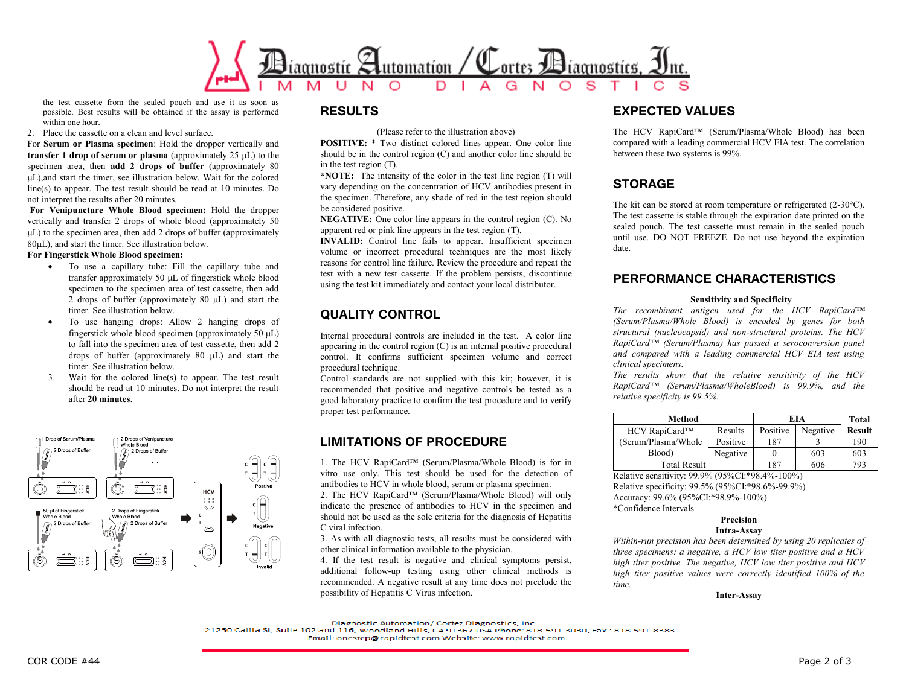the test cassette from the sealed pouch and use it as soon as possible. Best results will be obtained if the assay is performed within one hour.

2. Place the cassette on a clean and level surface.

For **Serum or Plasma specimen**: Hold the dropper vertically and **transfer 1 drop of serum or plasma** (approximately 25 µL) to the specimen area, then **add 2 drops of buffer** (approximately 80 µL),and start the timer, see illustration below. Wait for the colored line(s) to appear. The test result should be read at 10 minutes. Do not interpret the results after 20 minutes.

**For Venipuncture Whole Blood specimen:** Hold the dropper vertically and transfer 2 drops of whole blood (approximately 50 µL) to the specimen area, then add 2 drops of buffer (approximately 80µL), and start the timer. See illustration below.

**For Fingerstick Whole Blood specimen:**

- To use a capillary tube: Fill the capillary tube and transfer approximately 50 µL of fingerstick whole blood specimen to the specimen area of test cassette, then add 2 drops of buffer (approximately 80 µL) and start the timer. See illustration below.
- To use hanging drops: Allow 2 hanging drops of fingerstick whole blood specimen (approximately 50 µL) to fall into the specimen area of test cassette, then add 2 drops of buffer (approximately 80 µL) and start the timer. See illustration below.

3. Wait for the colored line(s) to appear. The test result should be read at 10 minutes. Do not interpret the result after **20 minutes**.

1 Drop of Serum/Plasma, 2 Drops of Buffer; 2 Drops of Venipuncture Whole Blood, 2 Drops of Buffer; 50 µl of Fingerstick Whole Blood, 2 Drops of Buffer; 2 Drops of Fingerstick Whole Blood, 2 Drops of Buffer; Positive; Negative; Invalid

## RESULTS

(Please refer to the illustration above)

**POSITIVE:** * Two distinct colored lines appear. One color line should be in the control region (C) and another color line should be in the test region (T).

***NOTE:** The intensity of the color in the test line region (T) will vary depending on the concentration of HCV antibodies present in the specimen. Therefore, any shade of red in the test region should be considered positive.

**NEGATIVE:** One color line appears in the control region (C). No apparent red or pink line appears in the test region (T).

**INVALID:** Control line fails to appear. Insufficient specimen volume or incorrect procedural techniques are the most likely reasons for control line failure. Review the procedure and repeat the test with a new test cassette. If the problem persists, discontinue using the test kit immediately and contact your local distributor.

## QUALITY CONTROL

Internal procedural controls are included in the test. A color line appearing in the control region (C) is an internal positive procedural control. It confirms sufficient specimen volume and correct procedural technique.

Control standards are not supplied with this kit; however, it is recommended that positive and negative controls be tested as a good laboratory practice to confirm the test procedure and to verify proper test performance.

## LIMITATIONS OF PROCEDURE

1. The HCV RapiCard™ (Serum/Plasma/Whole Blood) is for in vitro use only. This test should be used for the detection of antibodies to HCV in whole blood, serum or plasma specimen.
2. The HCV RapiCard™ (Serum/Plasma/Whole Blood) will only indicate the presence of antibodies to HCV in the specimen and should not be used as the sole criteria for the diagnosis of Hepatitis C viral infection.
3. As with all diagnostic tests, all results must be considered with other clinical information available to the physician.
4. If the test result is negative and clinical symptoms persist, additional follow-up testing using other clinical methods is recommended. A negative result at any time does not preclude the possibility of Hepatitis C Virus infection.

## EXPECTED VALUES

The HCV RapiCard™ (Serum/Plasma/Whole Blood) has been compared with a leading commercial HCV EIA test. The correlation between these two systems is 99%.

## STORAGE

The kit can be stored at room temperature or refrigerated (2-30°C). The test cassette is stable through the expiration date printed on the sealed pouch. The test cassette must remain in the sealed pouch until use. DO NOT FREEZE. Do not use beyond the expiration date.

## PERFORMANCE CHARACTERISTICS

**Sensitivity and Specificity**

*The recombinant antigen used for the HCV RapiCard™ (Serum/Plasma/Whole Blood) is encoded by genes for both structural (nucleocapsid) and non-structural proteins. The HCV RapiCard™ (Serum/Plasma) has passed a seroconversion panel and compared with a leading commercial HCV EIA test using clinical specimens.*

*The results show that the relative sensitivity of the HCV RapiCard™ (Serum/Plasma/WholeBlood) is 99.9%, and the relative specificity is 99.5%.*

| Method | | EIA | | Total |
|---|---|---|---|---|
| | Results | Positive | Negative | Result |
| HCV RapiCard™ (Serum/Plasma/Whole Blood) | Positive | 187 | 3 | 190 |
| | Negative | 0 | 603 | 603 |
| Total Result | | 187 | 606 | 793 |

Relative sensitivity: 99.9% (95%CI:*98.4%-100%)
Relative specificity: 99.5% (95%CI:*98.6%-99.9%)
Accuracy: 99.6% (95%CI:*98.9%-100%)
*Confidence Intervals

**Precision**

**Intra-Assay**

*Within-run precision has been determined by using 20 replicates of three specimens: a negative, a HCV low titer positive and a HCV high titer positive. The negative, HCV low titer positive and HCV high titer positive values were correctly identified 100% of the time.*

**Inter-Assay**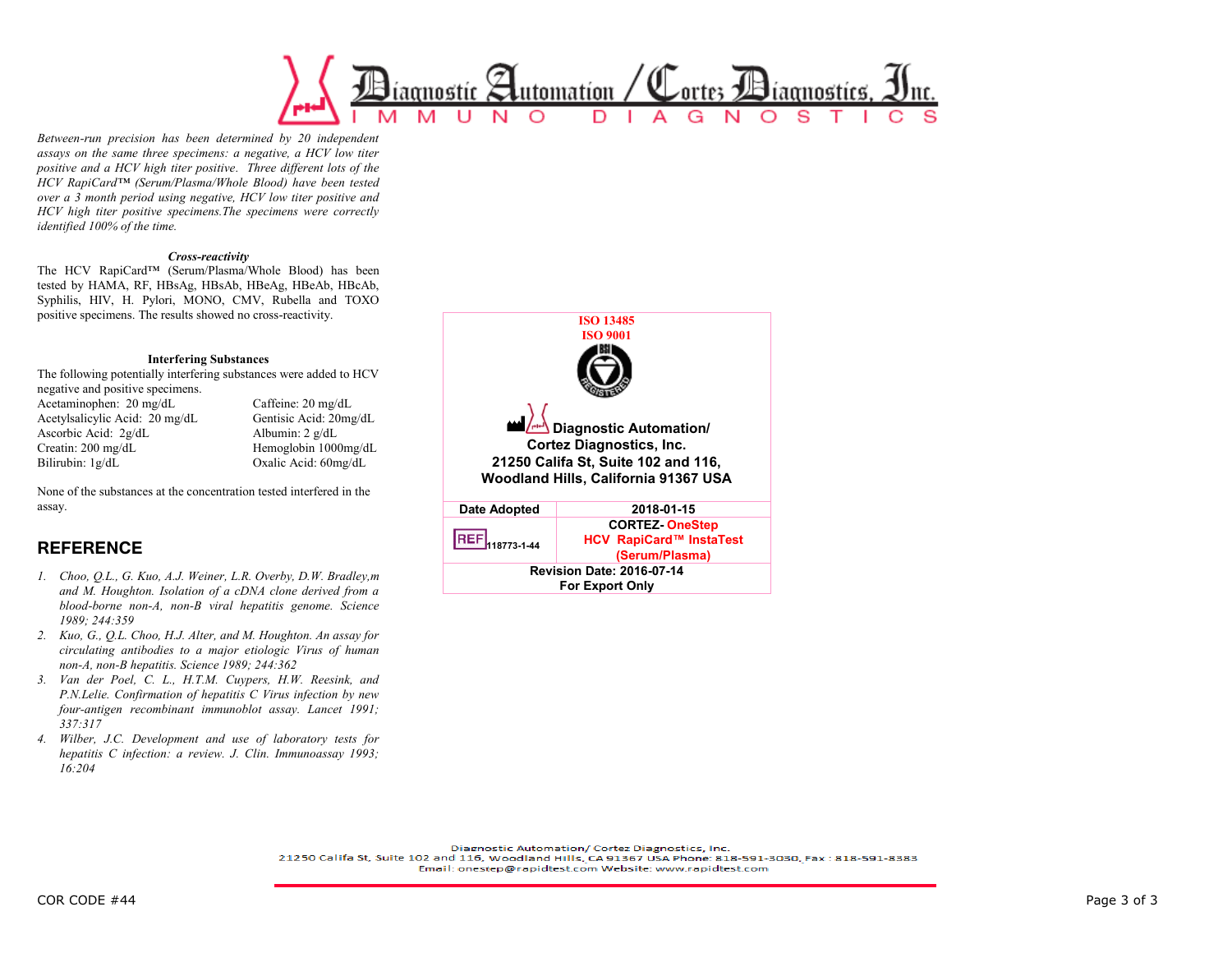*Between-run precision has been determined by 20 independent assays on the same three specimens: a negative, a HCV low titer positive and a HCV high titer positive. Three different lots of the HCV RapiCard™ (Serum/Plasma/Whole Blood) have been tested over a 3 month period using negative, HCV low titer positive and HCV high titer positive specimens.The specimens were correctly identified 100% of the time.*

### *Cross-reactivity*

The HCV RapiCard™ (Serum/Plasma/Whole Blood) has been tested by HAMA, RF, HBsAg, HBsAb, HBeAg, HBeAb, HBcAb, Syphilis, HIV, H. Pylori, MONO, CMV, Rubella and TOXO positive specimens. The results showed no cross-reactivity.

### Interfering Substances

The following potentially interfering substances were added to HCV negative and positive specimens.

| | |
|---|---|
| Acetaminophen: 20 mg/dL | Caffeine: 20 mg/dL |
| Acetylsalicylic Acid: 20 mg/dL | Gentisic Acid: 20mg/dL |
| Ascorbic Acid: 2g/dL | Albumin: 2 g/dL |
| Creatin: 200 mg/dL | Hemoglobin 1000mg/dL |
| Bilirubin: 1g/dL | Oxalic Acid: 60mg/dL |

None of the substances at the concentration tested interfered in the assay.

## REFERENCE

1. *Choo, Q.L., G. Kuo, A.J. Weiner, L.R. Overby, D.W. Bradley,m and M. Houghton. Isolation of a cDNA clone derived from a blood-borne non-A, non-B viral hepatitis genome. Science 1989; 244:359*
2. *Kuo, G., Q.L. Choo, H.J. Alter, and M. Houghton. An assay for circulating antibodies to a major etiologic Virus of human non-A, non-B hepatitis. Science 1989; 244:362*
3. *Van der Poel, C. L., H.T.M. Cuypers, H.W. Reesink, and P.N.Lelie. Confirmation of hepatitis C Virus infection by new four-antigen recombinant immunoblot assay. Lancet 1991; 337:317*
4. *Wilber, J.C. Development and use of laboratory tests for hepatitis C infection: a review. J. Clin. Immunoassay 1993; 16:204*

ISO 13485
ISO 9001

**Diagnostic Automation/**
**Cortez Diagnostics, Inc.**
**21250 Califa St, Suite 102 and 116,**
**Woodland Hills, California 91367 USA**

| | |
|---|---|
| **Date Adopted** | **2018-01-15** |
| REF 118773-1-44 | **CORTEZ- OneStep HCV RapiCard™ InstaTest (Serum/Plasma)** |
| **Revision Date: 2016-07-14** **For Export Only** | |

Diagnostic Automation/ Cortez Diagnostics, Inc.
21250 Califa St, Suite 102 and 116, Woodland Hills, CA 91367 USA Phone: 818-591-3030, Fax : 818-591-8383
Email: onestep@rapidtest.com Website: www.rapidtest.com

COR CODE #44